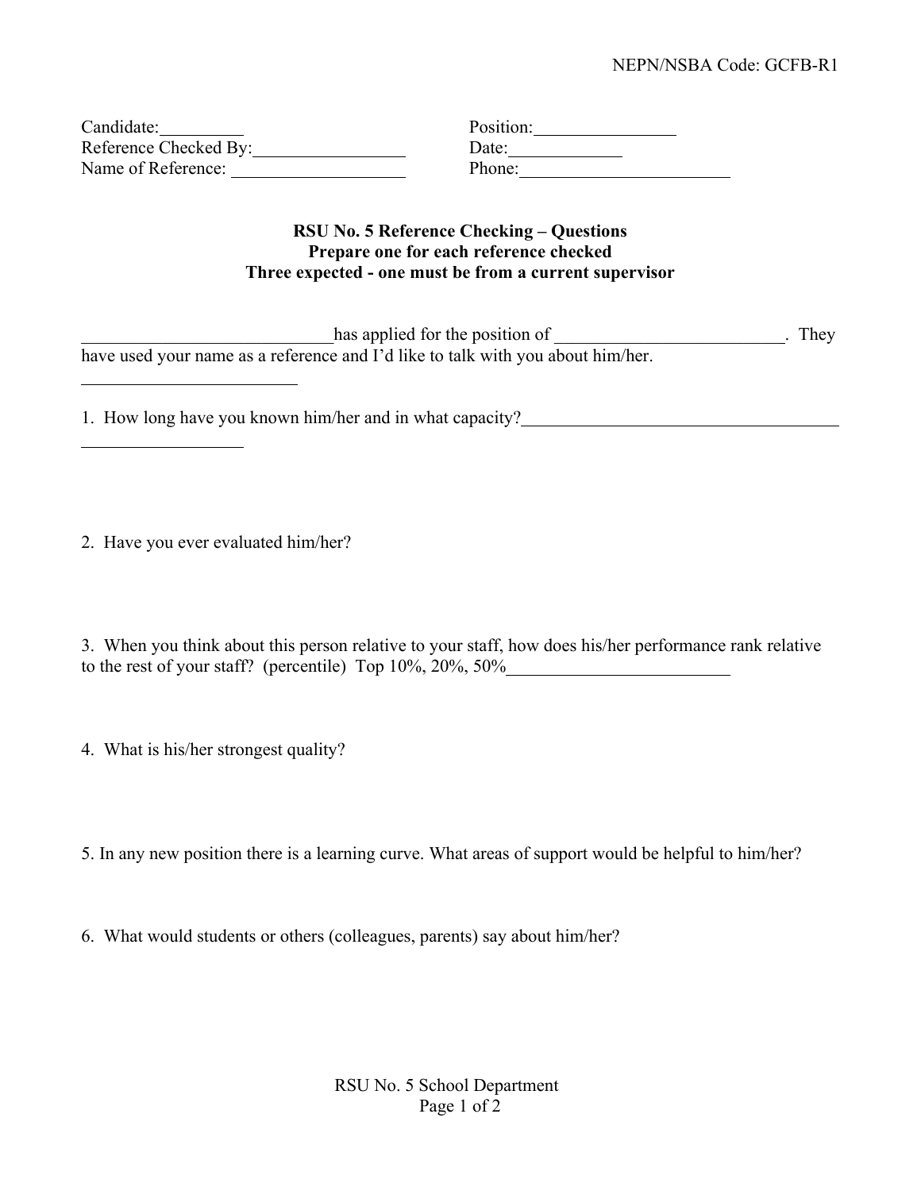NEPN/NSBA Code: GCFB-R1

Candidate: __________ | Position: ________________
Reference Checked By: _________________ | Date: _____________
Name of Reference: ___________________ | Phone: ________________________

**RSU No. 5 Reference Checking – Questions**
**Prepare one for each reference checked**
**Three expected - one must be from a current supervisor**

____________________________ has applied for the position of __________________________. They have used your name as a reference and I'd like to talk with you about him/her.

_________________________

1. How long have you known him/her and in what capacity? ______________________________________
__________________

2. Have you ever evaluated him/her?

3. When you think about this person relative to your staff, how does his/her performance rank relative to the rest of your staff? (percentile) Top 10%, 20%, 50% __________________________

4. What is his/her strongest quality?

5. In any new position there is a learning curve. What areas of support would be helpful to him/her?

6. What would students or others (colleagues, parents) say about him/her?

RSU No. 5 School Department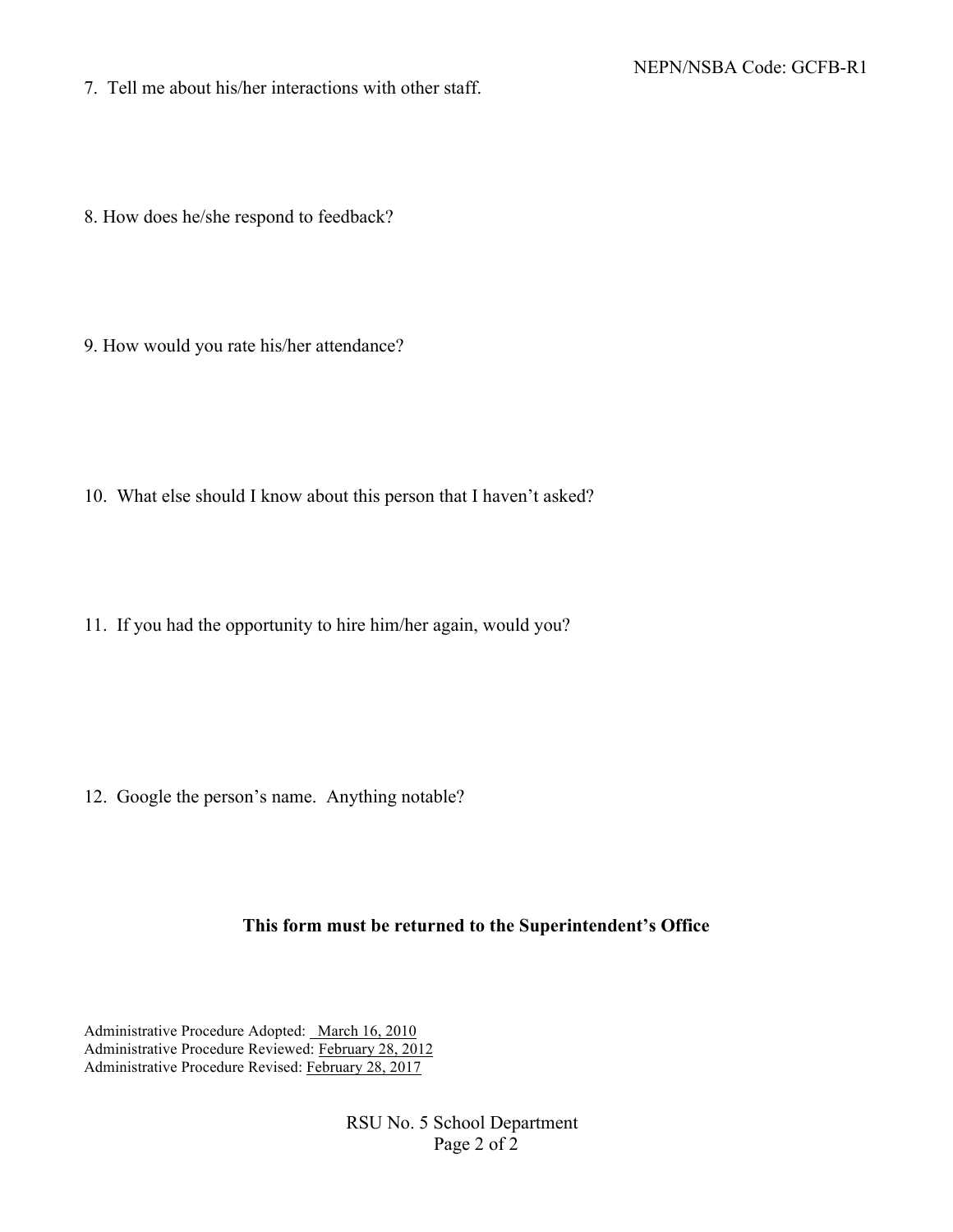7. Tell me about his/her interactions with other staff.

8. How does he/she respond to feedback?

9. How would you rate his/her attendance?

10. What else should I know about this person that I haven't asked?

11. If you had the opportunity to hire him/her again, would you?

12. Google the person's name. Anything notable?

**This form must be returned to the Superintendent's Office**

Administrative Procedure Adopted: March 16, 2010
Administrative Procedure Reviewed: February 28, 2012
Administrative Procedure Revised: February 28, 2017